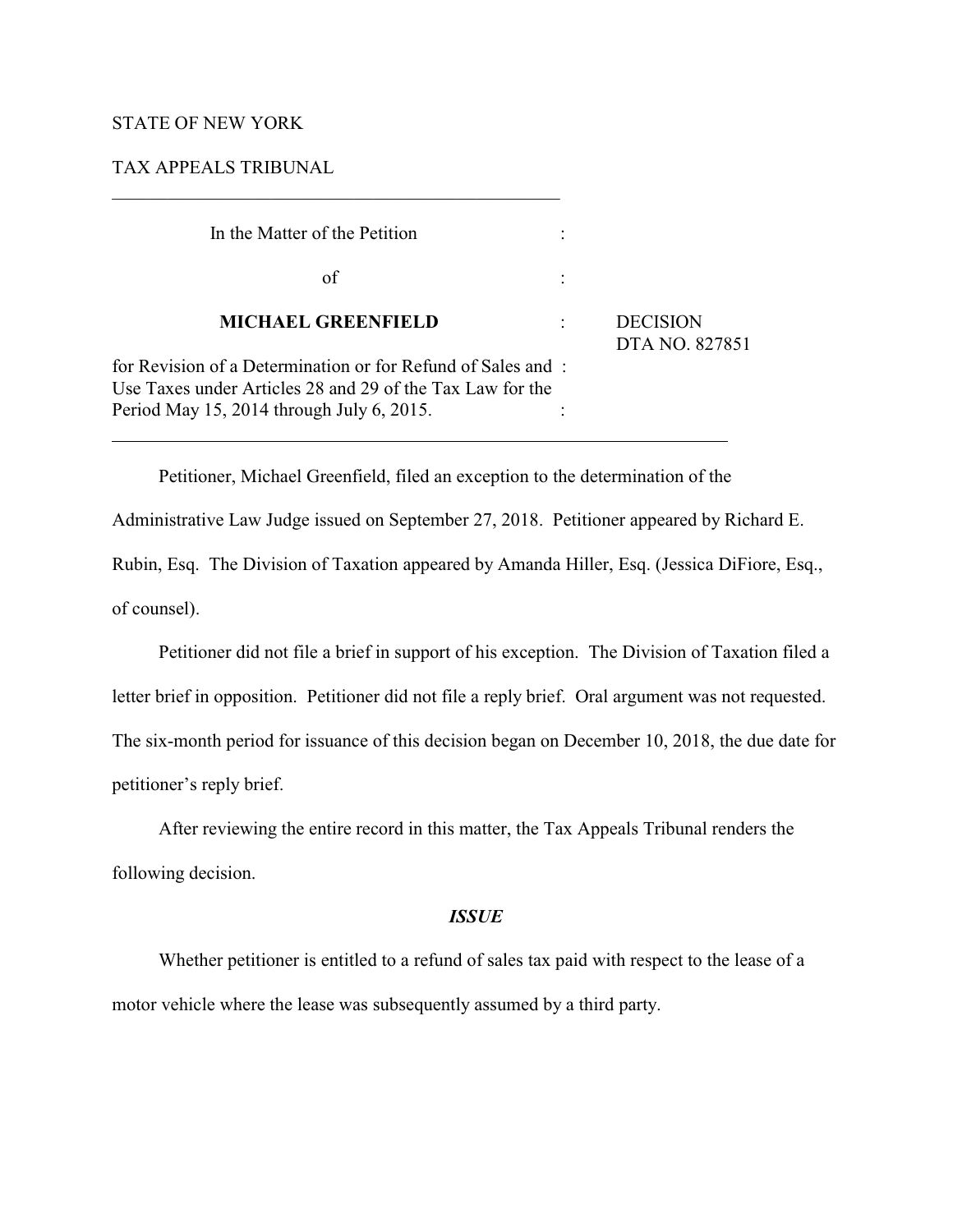STATE OF NEW YORK

TAX APPEALS TRIBUNAL

---

| | | |
|---|---|---|
| In the Matter of the Petition | : | |
| of | : | |
| **MICHAEL GREENFIELD** | : | DECISION DTA NO. 827851 |
| for Revision of a Determination or for Refund of Sales and Use Taxes under Articles 28 and 29 of the Tax Law for the Period May 15, 2014 through July 6, 2015. | : | |

---

Petitioner, Michael Greenfield, filed an exception to the determination of the Administrative Law Judge issued on September 27, 2018. Petitioner appeared by Richard E. Rubin, Esq. The Division of Taxation appeared by Amanda Hiller, Esq. (Jessica DiFiore, Esq., of counsel).

Petitioner did not file a brief in support of his exception. The Division of Taxation filed a letter brief in opposition. Petitioner did not file a reply brief. Oral argument was not requested. The six-month period for issuance of this decision began on December 10, 2018, the due date for petitioner's reply brief.

After reviewing the entire record in this matter, the Tax Appeals Tribunal renders the following decision.

### ***ISSUE***

Whether petitioner is entitled to a refund of sales tax paid with respect to the lease of a motor vehicle where the lease was subsequently assumed by a third party.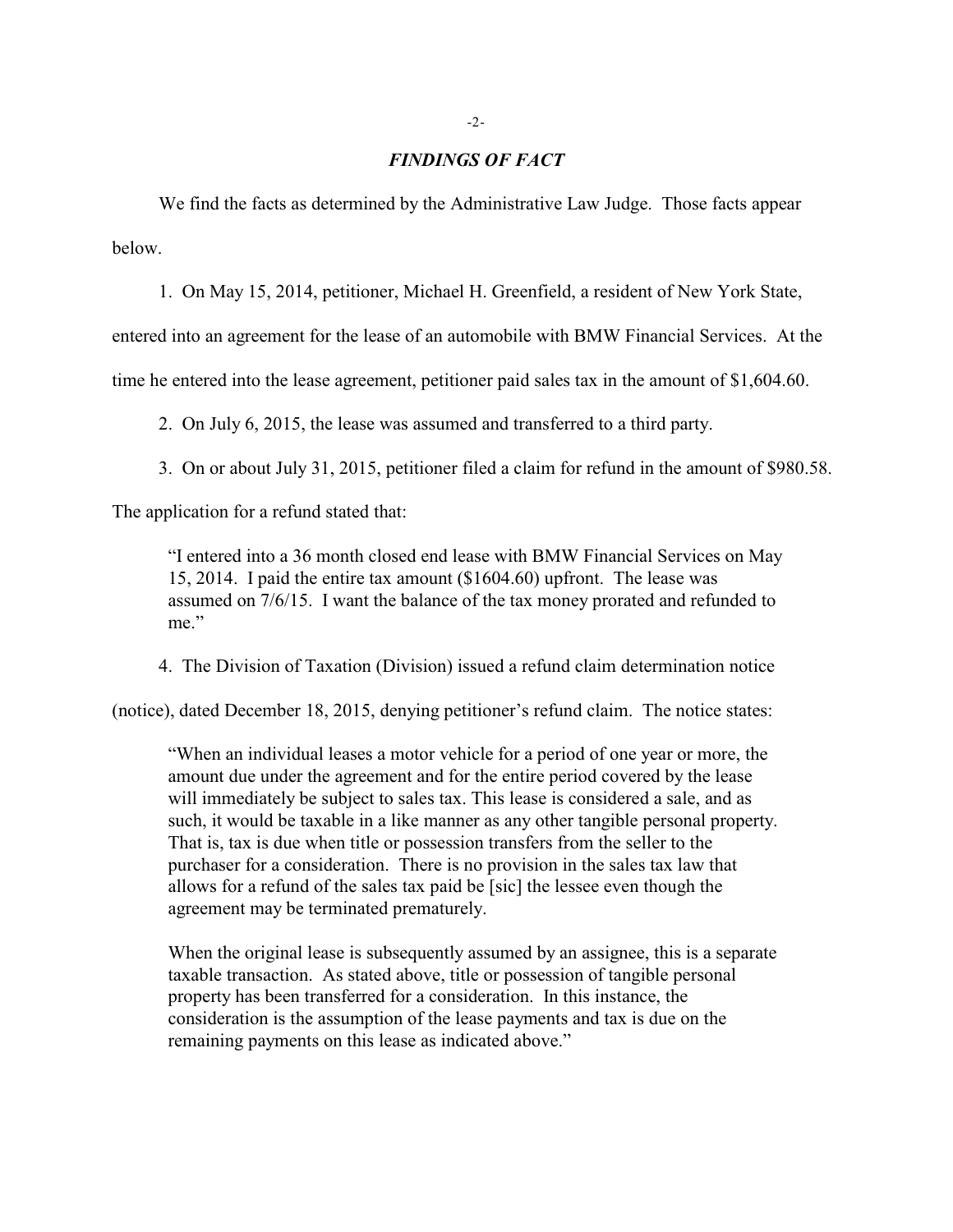## *FINDINGS OF FACT*

We find the facts as determined by the Administrative Law Judge. Those facts appear below.

1. On May 15, 2014, petitioner, Michael H. Greenfield, a resident of New York State, entered into an agreement for the lease of an automobile with BMW Financial Services. At the time he entered into the lease agreement, petitioner paid sales tax in the amount of $1,604.60.

2. On July 6, 2015, the lease was assumed and transferred to a third party.

3. On or about July 31, 2015, petitioner filed a claim for refund in the amount of $980.58. The application for a refund stated that:

> "I entered into a 36 month closed end lease with BMW Financial Services on May 15, 2014. I paid the entire tax amount ($1604.60) upfront. The lease was assumed on 7/6/15. I want the balance of the tax money prorated and refunded to me."

4. The Division of Taxation (Division) issued a refund claim determination notice (notice), dated December 18, 2015, denying petitioner's refund claim. The notice states:

> "When an individual leases a motor vehicle for a period of one year or more, the amount due under the agreement and for the entire period covered by the lease will immediately be subject to sales tax. This lease is considered a sale, and as such, it would be taxable in a like manner as any other tangible personal property. That is, tax is due when title or possession transfers from the seller to the purchaser for a consideration. There is no provision in the sales tax law that allows for a refund of the sales tax paid be [sic] the lessee even though the agreement may be terminated prematurely.
>
> When the original lease is subsequently assumed by an assignee, this is a separate taxable transaction. As stated above, title or possession of tangible personal property has been transferred for a consideration. In this instance, the consideration is the assumption of the lease payments and tax is due on the remaining payments on this lease as indicated above."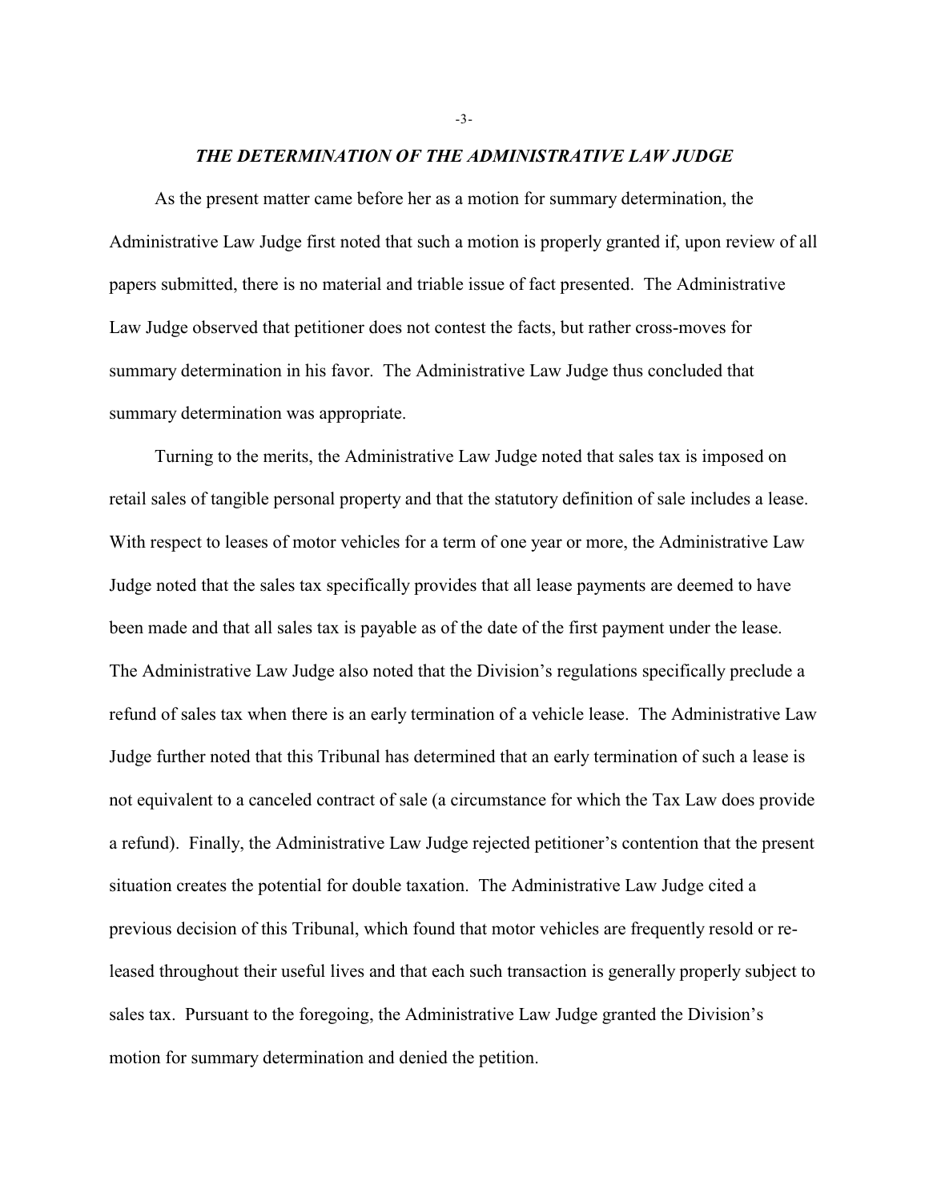## *THE DETERMINATION OF THE ADMINISTRATIVE LAW JUDGE*

As the present matter came before her as a motion for summary determination, the Administrative Law Judge first noted that such a motion is properly granted if, upon review of all papers submitted, there is no material and triable issue of fact presented. The Administrative Law Judge observed that petitioner does not contest the facts, but rather cross-moves for summary determination in his favor. The Administrative Law Judge thus concluded that summary determination was appropriate.

Turning to the merits, the Administrative Law Judge noted that sales tax is imposed on retail sales of tangible personal property and that the statutory definition of sale includes a lease. With respect to leases of motor vehicles for a term of one year or more, the Administrative Law Judge noted that the sales tax specifically provides that all lease payments are deemed to have been made and that all sales tax is payable as of the date of the first payment under the lease. The Administrative Law Judge also noted that the Division's regulations specifically preclude a refund of sales tax when there is an early termination of a vehicle lease. The Administrative Law Judge further noted that this Tribunal has determined that an early termination of such a lease is not equivalent to a canceled contract of sale (a circumstance for which the Tax Law does provide a refund). Finally, the Administrative Law Judge rejected petitioner's contention that the present situation creates the potential for double taxation. The Administrative Law Judge cited a previous decision of this Tribunal, which found that motor vehicles are frequently resold or re-leased throughout their useful lives and that each such transaction is generally properly subject to sales tax. Pursuant to the foregoing, the Administrative Law Judge granted the Division's motion for summary determination and denied the petition.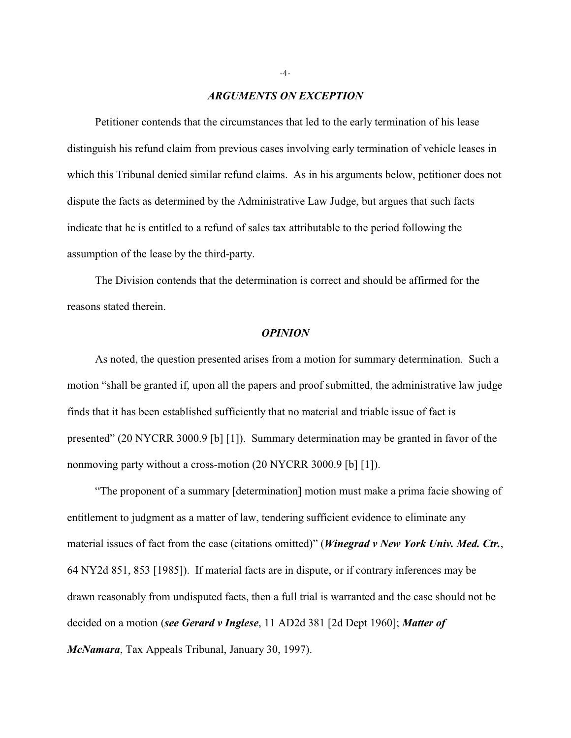### *ARGUMENTS ON EXCEPTION*

Petitioner contends that the circumstances that led to the early termination of his lease distinguish his refund claim from previous cases involving early termination of vehicle leases in which this Tribunal denied similar refund claims. As in his arguments below, petitioner does not dispute the facts as determined by the Administrative Law Judge, but argues that such facts indicate that he is entitled to a refund of sales tax attributable to the period following the assumption of the lease by the third-party.

The Division contends that the determination is correct and should be affirmed for the reasons stated therein.

### *OPINION*

As noted, the question presented arises from a motion for summary determination. Such a motion "shall be granted if, upon all the papers and proof submitted, the administrative law judge finds that it has been established sufficiently that no material and triable issue of fact is presented" (20 NYCRR 3000.9 [b] [1]). Summary determination may be granted in favor of the nonmoving party without a cross-motion (20 NYCRR 3000.9 [b] [1]).

"The proponent of a summary [determination] motion must make a prima facie showing of entitlement to judgment as a matter of law, tendering sufficient evidence to eliminate any material issues of fact from the case (citations omitted)" (***Winegrad v New York Univ. Med. Ctr.***, 64 NY2d 851, 853 [1985]). If material facts are in dispute, or if contrary inferences may be drawn reasonably from undisputed facts, then a full trial is warranted and the case should not be decided on a motion (***see Gerard v Inglese***, 11 AD2d 381 [2d Dept 1960]; ***Matter of McNamara***, Tax Appeals Tribunal, January 30, 1997).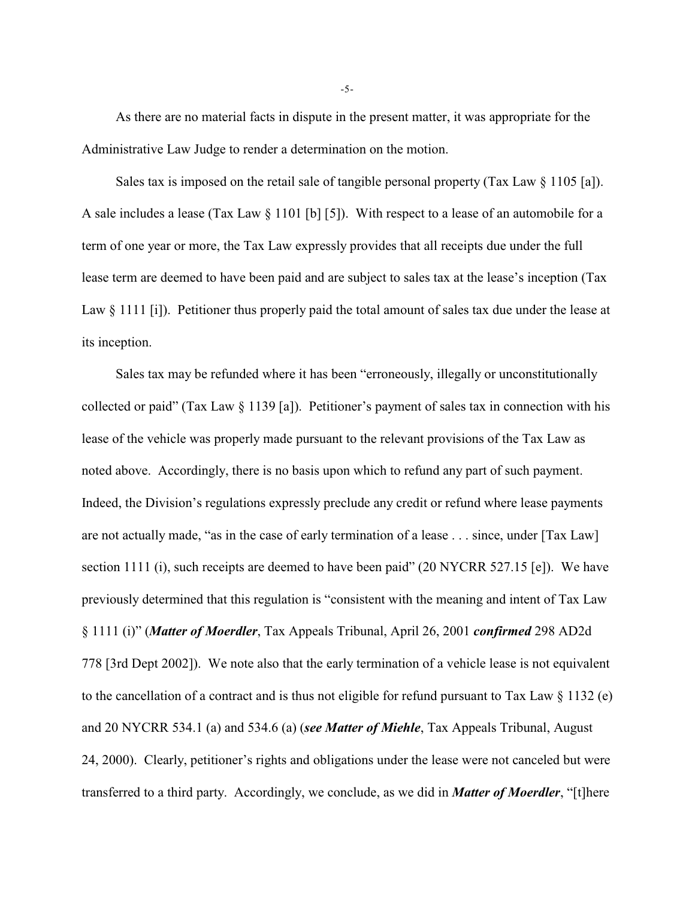As there are no material facts in dispute in the present matter, it was appropriate for the Administrative Law Judge to render a determination on the motion.

Sales tax is imposed on the retail sale of tangible personal property (Tax Law § 1105 [a]). A sale includes a lease (Tax Law § 1101 [b] [5]). With respect to a lease of an automobile for a term of one year or more, the Tax Law expressly provides that all receipts due under the full lease term are deemed to have been paid and are subject to sales tax at the lease's inception (Tax Law § 1111 [i]). Petitioner thus properly paid the total amount of sales tax due under the lease at its inception.

Sales tax may be refunded where it has been "erroneously, illegally or unconstitutionally collected or paid" (Tax Law § 1139 [a]). Petitioner's payment of sales tax in connection with his lease of the vehicle was properly made pursuant to the relevant provisions of the Tax Law as noted above. Accordingly, there is no basis upon which to refund any part of such payment. Indeed, the Division's regulations expressly preclude any credit or refund where lease payments are not actually made, "as in the case of early termination of a lease . . . since, under [Tax Law] section 1111 (i), such receipts are deemed to have been paid" (20 NYCRR 527.15 [e]). We have previously determined that this regulation is "consistent with the meaning and intent of Tax Law § 1111 (i)" (***Matter of Moerdler***, Tax Appeals Tribunal, April 26, 2001 ***confirmed*** 298 AD2d 778 [3rd Dept 2002]). We note also that the early termination of a vehicle lease is not equivalent to the cancellation of a contract and is thus not eligible for refund pursuant to Tax Law § 1132 (e) and 20 NYCRR 534.1 (a) and 534.6 (a) (***see Matter of Miehle***, Tax Appeals Tribunal, August 24, 2000). Clearly, petitioner's rights and obligations under the lease were not canceled but were transferred to a third party. Accordingly, we conclude, as we did in ***Matter of Moerdler***, "[t]here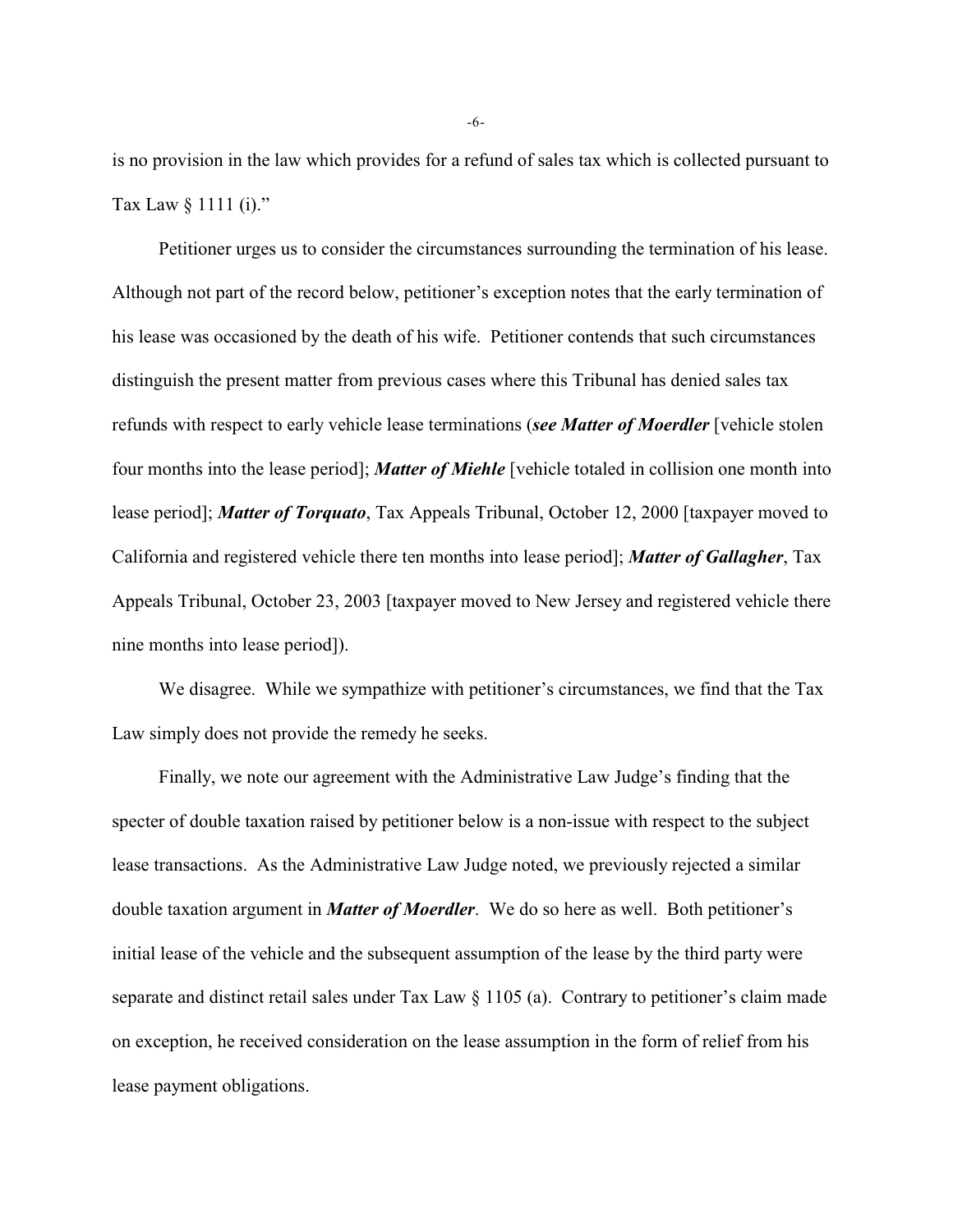is no provision in the law which provides for a refund of sales tax which is collected pursuant to Tax Law § 1111 (i)."

Petitioner urges us to consider the circumstances surrounding the termination of his lease. Although not part of the record below, petitioner's exception notes that the early termination of his lease was occasioned by the death of his wife. Petitioner contends that such circumstances distinguish the present matter from previous cases where this Tribunal has denied sales tax refunds with respect to early vehicle lease terminations (***see Matter of Moerdler*** [vehicle stolen four months into the lease period]; ***Matter of Miehle*** [vehicle totaled in collision one month into lease period]; ***Matter of Torquato***, Tax Appeals Tribunal, October 12, 2000 [taxpayer moved to California and registered vehicle there ten months into lease period]; ***Matter of Gallagher***, Tax Appeals Tribunal, October 23, 2003 [taxpayer moved to New Jersey and registered vehicle there nine months into lease period]).

We disagree. While we sympathize with petitioner's circumstances, we find that the Tax Law simply does not provide the remedy he seeks.

Finally, we note our agreement with the Administrative Law Judge's finding that the specter of double taxation raised by petitioner below is a non-issue with respect to the subject lease transactions. As the Administrative Law Judge noted, we previously rejected a similar double taxation argument in ***Matter of Moerdler***. We do so here as well. Both petitioner's initial lease of the vehicle and the subsequent assumption of the lease by the third party were separate and distinct retail sales under Tax Law § 1105 (a). Contrary to petitioner's claim made on exception, he received consideration on the lease assumption in the form of relief from his lease payment obligations.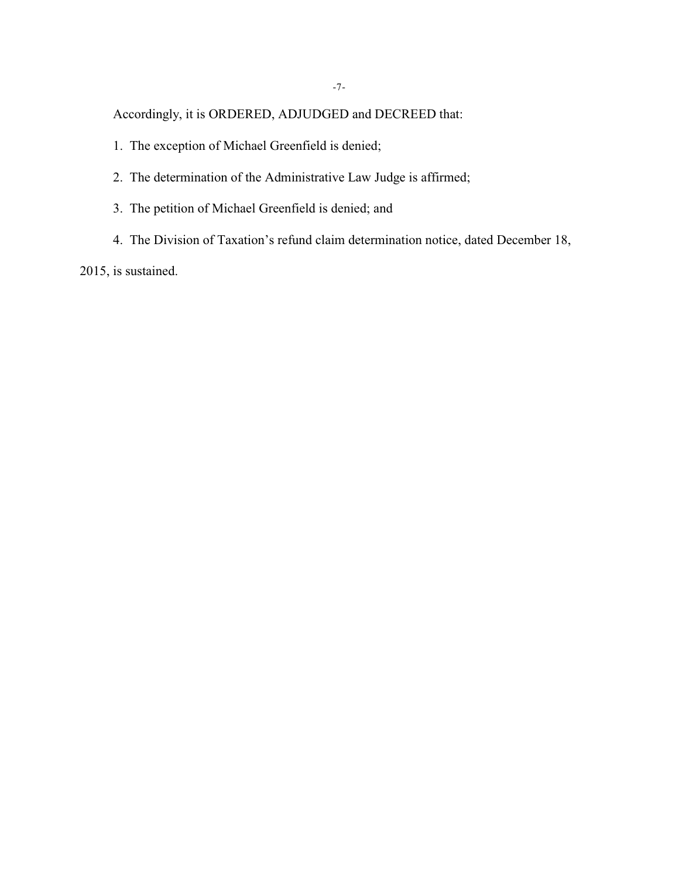Accordingly, it is ORDERED, ADJUDGED and DECREED that:

1. The exception of Michael Greenfield is denied;

2. The determination of the Administrative Law Judge is affirmed;

3. The petition of Michael Greenfield is denied; and

4. The Division of Taxation's refund claim determination notice, dated December 18, 2015, is sustained.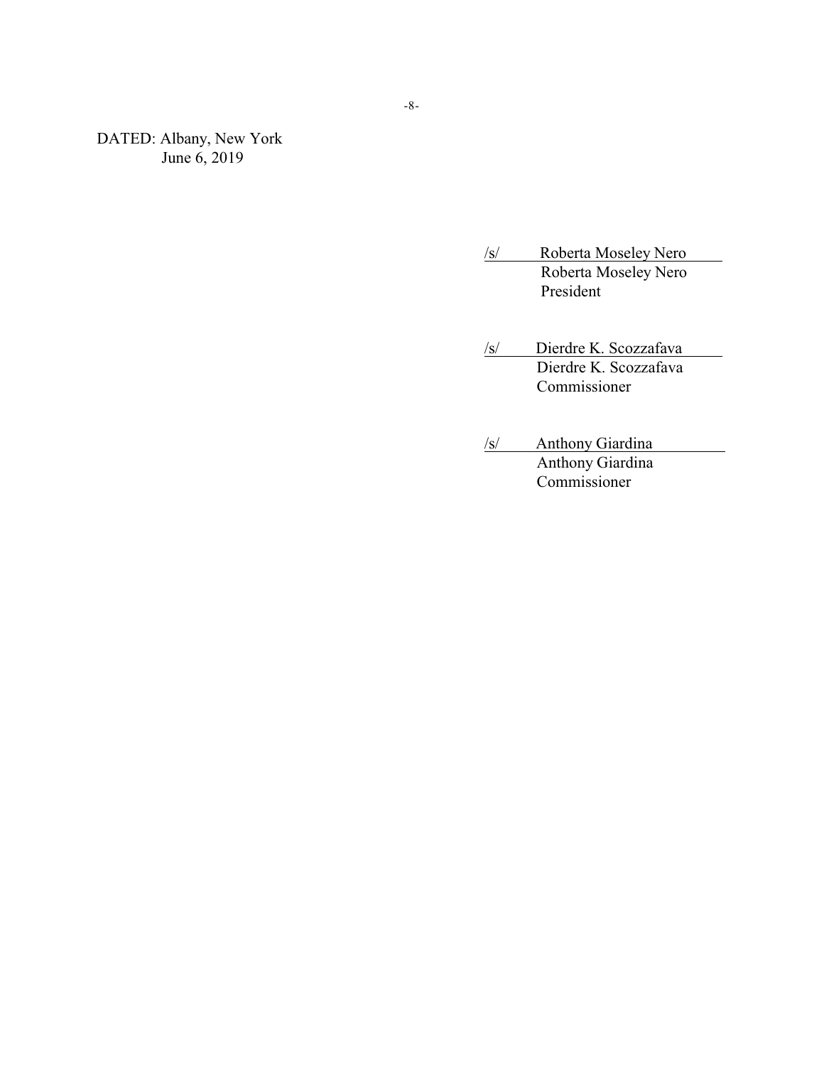DATED: Albany, New York
June 6, 2019

/s/ Roberta Moseley Nero
Roberta Moseley Nero
President

/s/ Dierdre K. Scozzafava
Dierdre K. Scozzafava
Commissioner

/s/ Anthony Giardina
Anthony Giardina
Commissioner